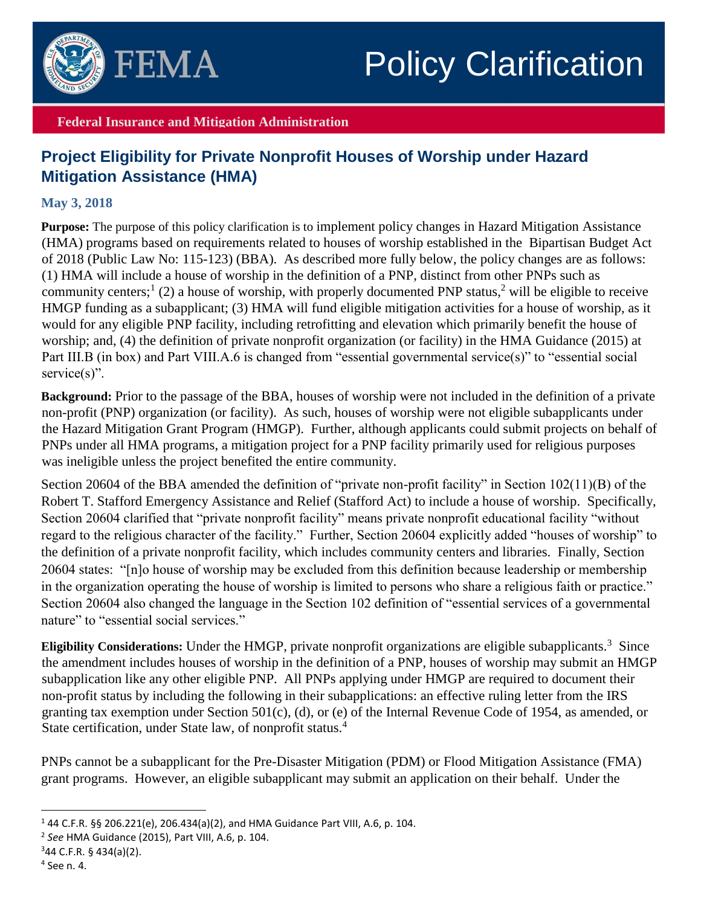# Policy Clarification

**Federal Insurance and Mitigation Administration**

## Project Eligibility for Private Nonprofit Houses of Worship under Hazard Mitigation Assistance (HMA)

**May 3, 2018**

**Purpose:** The purpose of this policy clarification is to implement policy changes in Hazard Mitigation Assistance (HMA) programs based on requirements related to houses of worship established in the Bipartisan Budget Act of 2018 (Public Law No: 115-123) (BBA). As described more fully below, the policy changes are as follows: (1) HMA will include a house of worship in the definition of a PNP, distinct from other PNPs such as community centers;[1] (2) a house of worship, with properly documented PNP status,[2] will be eligible to receive HMGP funding as a subapplicant; (3) HMA will fund eligible mitigation activities for a house of worship, as it would for any eligible PNP facility, including retrofitting and elevation which primarily benefit the house of worship; and, (4) the definition of private nonprofit organization (or facility) in the HMA Guidance (2015) at Part III.B (in box) and Part VIII.A.6 is changed from "essential governmental service(s)" to "essential social service(s)".

**Background:** Prior to the passage of the BBA, houses of worship were not included in the definition of a private non-profit (PNP) organization (or facility). As such, houses of worship were not eligible subapplicants under the Hazard Mitigation Grant Program (HMGP). Further, although applicants could submit projects on behalf of PNPs under all HMA programs, a mitigation project for a PNP facility primarily used for religious purposes was ineligible unless the project benefited the entire community.

Section 20604 of the BBA amended the definition of "private non-profit facility" in Section 102(11)(B) of the Robert T. Stafford Emergency Assistance and Relief (Stafford Act) to include a house of worship. Specifically, Section 20604 clarified that "private nonprofit facility" means private nonprofit educational facility "without regard to the religious character of the facility." Further, Section 20604 explicitly added "houses of worship" to the definition of a private nonprofit facility, which includes community centers and libraries. Finally, Section 20604 states: "[n]o house of worship may be excluded from this definition because leadership or membership in the organization operating the house of worship is limited to persons who share a religious faith or practice." Section 20604 also changed the language in the Section 102 definition of "essential services of a governmental nature" to "essential social services."

**Eligibility Considerations:** Under the HMGP, private nonprofit organizations are eligible subapplicants.[3] Since the amendment includes houses of worship in the definition of a PNP, houses of worship may submit an HMGP subapplication like any other eligible PNP. All PNPs applying under HMGP are required to document their non-profit status by including the following in their subapplications: an effective ruling letter from the IRS granting tax exemption under Section 501(c), (d), or (e) of the Internal Revenue Code of 1954, as amended, or State certification, under State law, of nonprofit status.[4]

PNPs cannot be a subapplicant for the Pre-Disaster Mitigation (PDM) or Flood Mitigation Assistance (FMA) grant programs. However, an eligible subapplicant may submit an application on their behalf. Under the

---

[1] 44 C.F.R. §§ 206.221(e), 206.434(a)(2), and HMA Guidance Part VIII, A.6, p. 104.

[2] *See* HMA Guidance (2015), Part VIII, A.6, p. 104.

[3] 44 C.F.R. § 434(a)(2).

[4] See n. 4.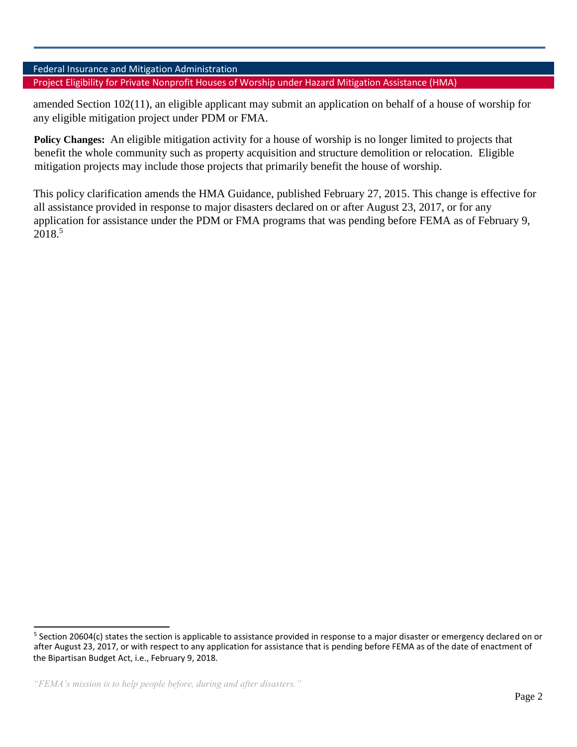amended Section 102(11), an eligible applicant may submit an application on behalf of a house of worship for any eligible mitigation project under PDM or FMA.

**Policy Changes:** An eligible mitigation activity for a house of worship is no longer limited to projects that benefit the whole community such as property acquisition and structure demolition or relocation. Eligible mitigation projects may include those projects that primarily benefit the house of worship.

This policy clarification amends the HMA Guidance, published February 27, 2015. This change is effective for all assistance provided in response to major disasters declared on or after August 23, 2017, or for any application for assistance under the PDM or FMA programs that was pending before FEMA as of February 9, 2018.[5]

[5] Section 20604(c) states the section is applicable to assistance provided in response to a major disaster or emergency declared on or after August 23, 2017, or with respect to any application for assistance that is pending before FEMA as of the date of enactment of the Bipartisan Budget Act, i.e., February 9, 2018.